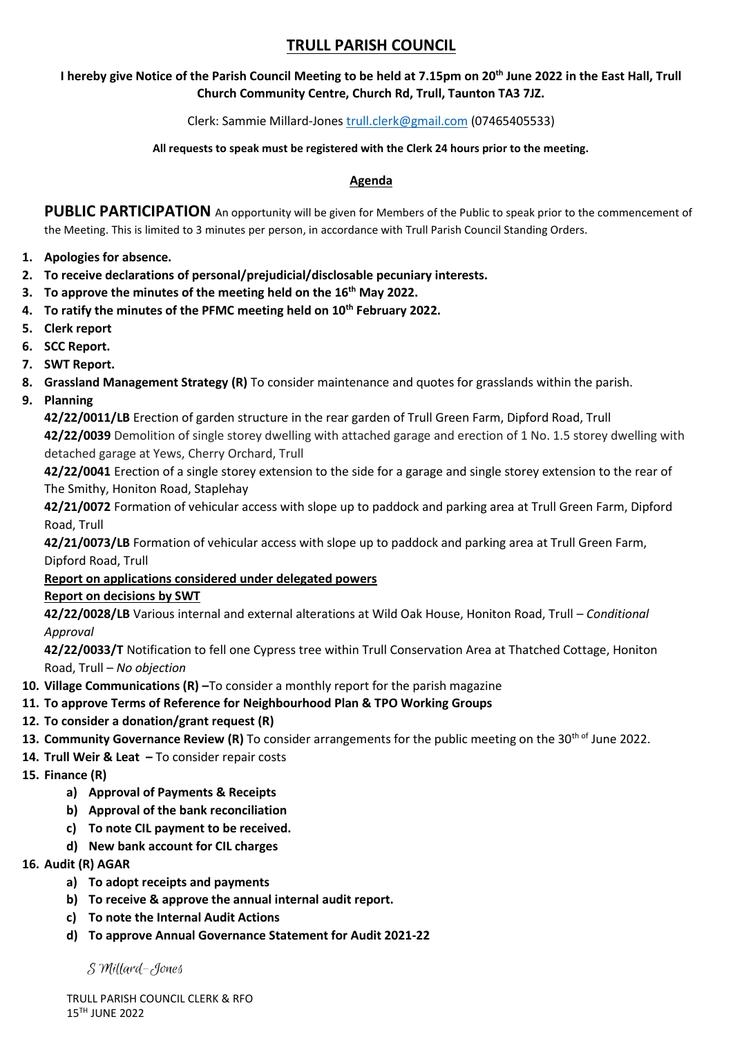# TRULL PARISH COUNCIL

**I hereby give Notice of the Parish Council Meeting to be held at 7.15pm on 20th June 2022 in the East Hall, Trull Church Community Centre, Church Rd, Trull, Taunton TA3 7JZ.**

Clerk: Sammie Millard-Jones trull.clerk@gmail.com (07465405533)

**All requests to speak must be registered with the Clerk 24 hours prior to the meeting.**

## Agenda

**PUBLIC PARTICIPATION** An opportunity will be given for Members of the Public to speak prior to the commencement of the Meeting. This is limited to 3 minutes per person, in accordance with Trull Parish Council Standing Orders.

1. **Apologies for absence.**
2. **To receive declarations of personal/prejudicial/disclosable pecuniary interests.**
3. **To approve the minutes of the meeting held on the 16th May 2022.**
4. **To ratify the minutes of the PFMC meeting held on 10th February 2022.**
5. **Clerk report**
6. **SCC Report.**
7. **SWT Report.**
8. **Grassland Management Strategy (R)** To consider maintenance and quotes for grasslands within the parish.
9. **Planning**

   **42/22/0011/LB** Erection of garden structure in the rear garden of Trull Green Farm, Dipford Road, Trull

   **42/22/0039** Demolition of single storey dwelling with attached garage and erection of 1 No. 1.5 storey dwelling with detached garage at Yews, Cherry Orchard, Trull

   **42/22/0041** Erection of a single storey extension to the side for a garage and single storey extension to the rear of The Smithy, Honiton Road, Staplehay

   **42/21/0072** Formation of vehicular access with slope up to paddock and parking area at Trull Green Farm, Dipford Road, Trull

   **42/21/0073/LB** Formation of vehicular access with slope up to paddock and parking area at Trull Green Farm, Dipford Road, Trull

   **Report on applications considered under delegated powers**

   **Report on decisions by SWT**

   **42/22/0028/LB** Various internal and external alterations at Wild Oak House, Honiton Road, Trull – *Conditional Approval*

   **42/22/0033/T** Notification to fell one Cypress tree within Trull Conservation Area at Thatched Cottage, Honiton Road, Trull – *No objection*
10. **Village Communications (R) –**To consider a monthly report for the parish magazine
11. **To approve Terms of Reference for Neighbourhood Plan & TPO Working Groups**
12. **To consider a donation/grant request (R)**
13. **Community Governance Review (R)** To consider arrangements for the public meeting on the 30th of June 2022.
14. **Trull Weir & Leat –** To consider repair costs
15. **Finance (R)**
    a) **Approval of Payments & Receipts**
    b) **Approval of the bank reconciliation**
    c) **To note CIL payment to be received.**
    d) **New bank account for CIL charges**
16. **Audit (R) AGAR**
    a) **To adopt receipts and payments**
    b) **To receive & approve the annual internal audit report.**
    c) **To note the Internal Audit Actions**
    d) **To approve Annual Governance Statement for Audit 2021-22**

*S Millard-Jones*

TRULL PARISH COUNCIL CLERK & RFO
15TH JUNE 2022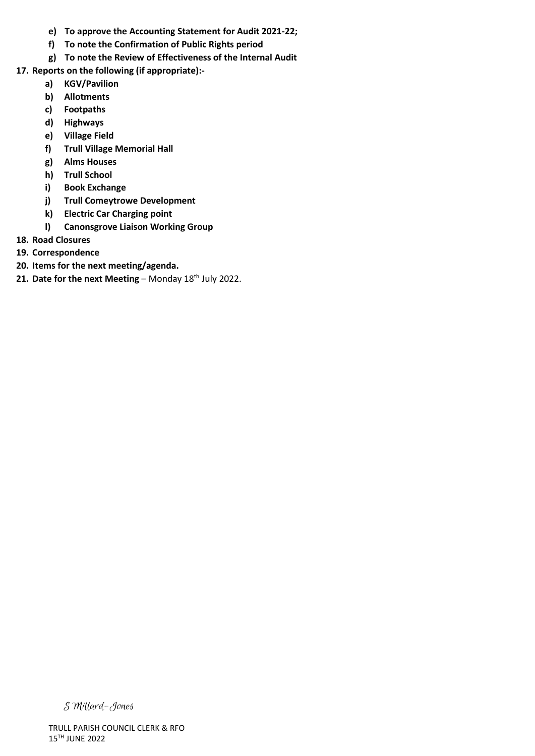- **e) To approve the Accounting Statement for Audit 2021-22;**
   - **f) To note the Confirmation of Public Rights period**
   - **g) To note the Review of Effectiveness of the Internal Audit**

**17. Reports on the following (if appropriate):-**

   - **a) KGV/Pavilion**
   - **b) Allotments**
   - **c) Footpaths**
   - **d) Highways**
   - **e) Village Field**
   - **f) Trull Village Memorial Hall**
   - **g) Alms Houses**
   - **h) Trull School**
   - **i) Book Exchange**
   - **j) Trull Comeytrowe Development**
   - **k) Electric Car Charging point**
   - **l) Canonsgrove Liaison Working Group**

**18. Road Closures**

**19. Correspondence**

**20. Items for the next meeting/agenda.**

**21. Date for the next Meeting** – Monday 18th July 2022.

*S Millard-Jones*

TRULL PARISH COUNCIL CLERK & RFO
15TH JUNE 2022